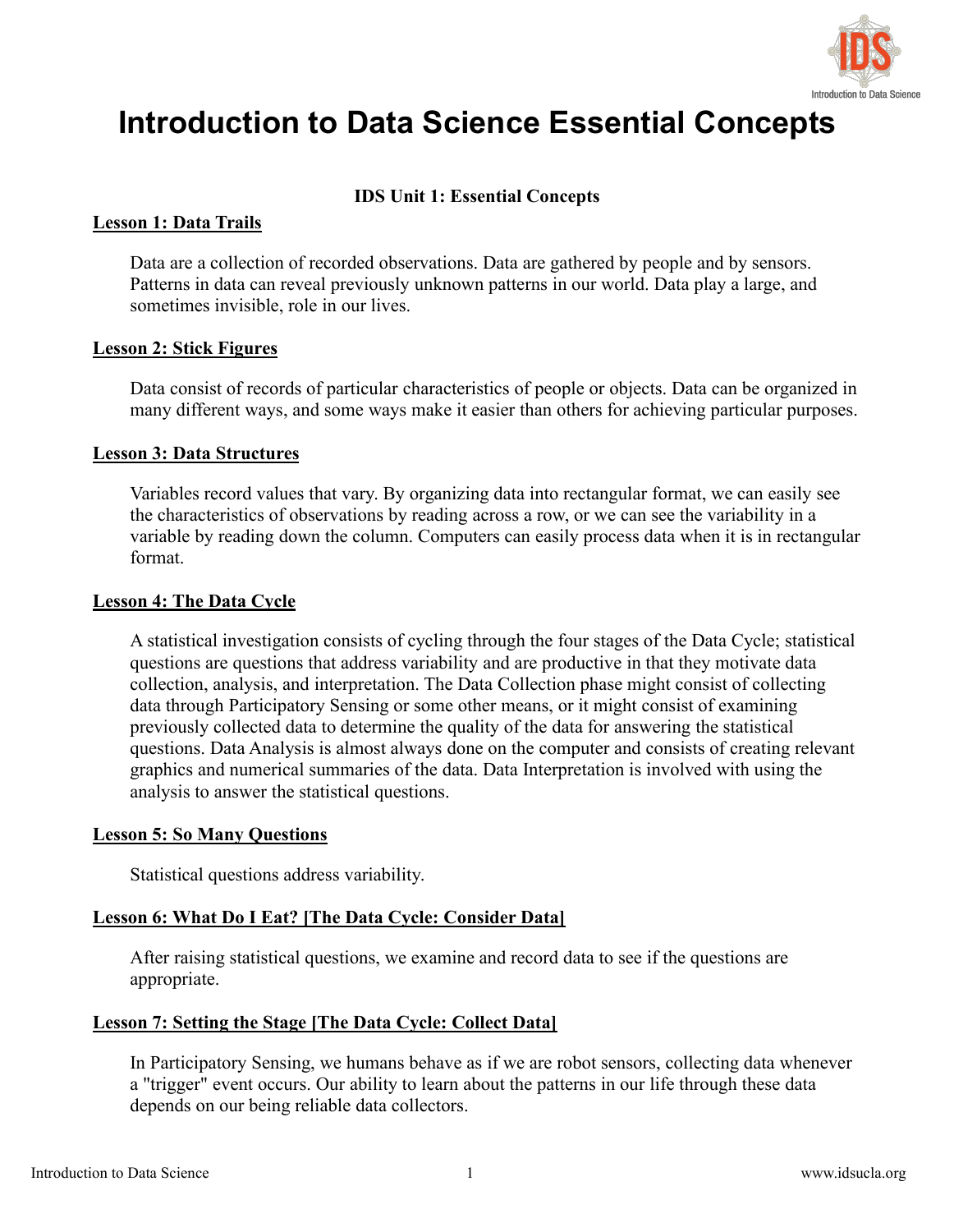# Introduction to Data Science Essential Concepts

## IDS Unit 1: Essential Concepts

### Lesson 1: Data Trails

Data are a collection of recorded observations. Data are gathered by people and by sensors. Patterns in data can reveal previously unknown patterns in our world. Data play a large, and sometimes invisible, role in our lives.

### Lesson 2: Stick Figures

Data consist of records of particular characteristics of people or objects. Data can be organized in many different ways, and some ways make it easier than others for achieving particular purposes.

### Lesson 3: Data Structures

Variables record values that vary. By organizing data into rectangular format, we can easily see the characteristics of observations by reading across a row, or we can see the variability in a variable by reading down the column. Computers can easily process data when it is in rectangular format.

### Lesson 4: The Data Cycle

A statistical investigation consists of cycling through the four stages of the Data Cycle; statistical questions are questions that address variability and are productive in that they motivate data collection, analysis, and interpretation. The Data Collection phase might consist of collecting data through Participatory Sensing or some other means, or it might consist of examining previously collected data to determine the quality of the data for answering the statistical questions. Data Analysis is almost always done on the computer and consists of creating relevant graphics and numerical summaries of the data. Data Interpretation is involved with using the analysis to answer the statistical questions.

### Lesson 5: So Many Questions

Statistical questions address variability.

### Lesson 6: What Do I Eat? [The Data Cycle: Consider Data]

After raising statistical questions, we examine and record data to see if the questions are appropriate.

### Lesson 7: Setting the Stage [The Data Cycle: Collect Data]

In Participatory Sensing, we humans behave as if we are robot sensors, collecting data whenever a "trigger" event occurs. Our ability to learn about the patterns in our life through these data depends on our being reliable data collectors.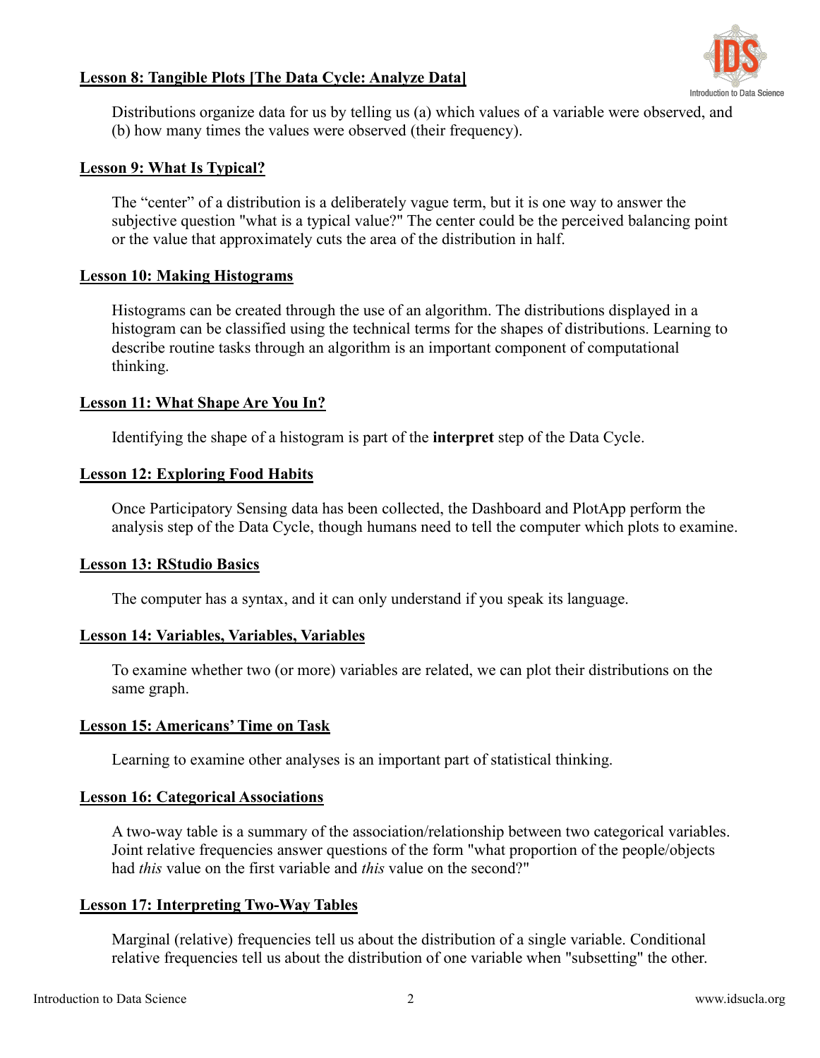**Lesson 8: Tangible Plots [The Data Cycle: Analyze Data]**

Distributions organize data for us by telling us (a) which values of a variable were observed, and (b) how many times the values were observed (their frequency).

**Lesson 9: What Is Typical?**

The "center" of a distribution is a deliberately vague term, but it is one way to answer the subjective question "what is a typical value?" The center could be the perceived balancing point or the value that approximately cuts the area of the distribution in half.

**Lesson 10: Making Histograms**

Histograms can be created through the use of an algorithm. The distributions displayed in a histogram can be classified using the technical terms for the shapes of distributions. Learning to describe routine tasks through an algorithm is an important component of computational thinking.

**Lesson 11: What Shape Are You In?**

Identifying the shape of a histogram is part of the **interpret** step of the Data Cycle.

**Lesson 12: Exploring Food Habits**

Once Participatory Sensing data has been collected, the Dashboard and PlotApp perform the analysis step of the Data Cycle, though humans need to tell the computer which plots to examine.

**Lesson 13: RStudio Basics**

The computer has a syntax, and it can only understand if you speak its language.

**Lesson 14: Variables, Variables, Variables**

To examine whether two (or more) variables are related, we can plot their distributions on the same graph.

**Lesson 15: Americans' Time on Task**

Learning to examine other analyses is an important part of statistical thinking.

**Lesson 16: Categorical Associations**

A two-way table is a summary of the association/relationship between two categorical variables. Joint relative frequencies answer questions of the form "what proportion of the people/objects had *this* value on the first variable and *this* value on the second?"

**Lesson 17: Interpreting Two-Way Tables**

Marginal (relative) frequencies tell us about the distribution of a single variable. Conditional relative frequencies tell us about the distribution of one variable when "subsetting" the other.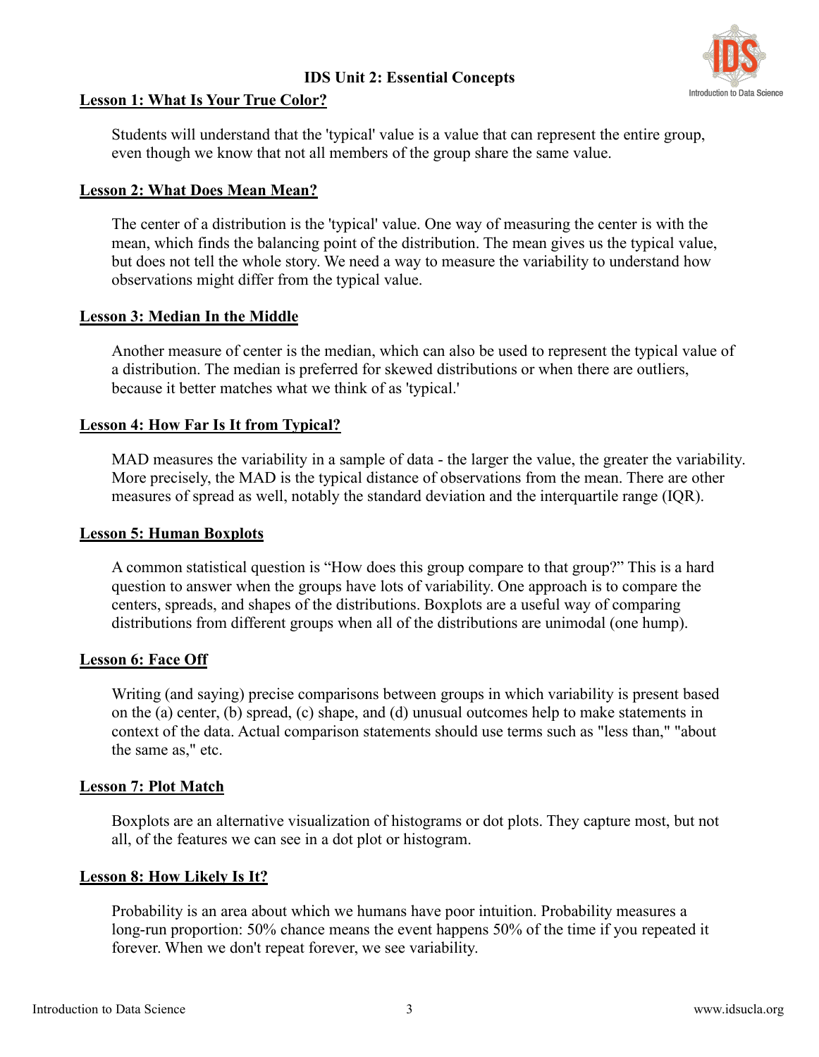# IDS Unit 2: Essential Concepts

## Lesson 1: What Is Your True Color?

Students will understand that the 'typical' value is a value that can represent the entire group, even though we know that not all members of the group share the same value.

## Lesson 2: What Does Mean Mean?

The center of a distribution is the 'typical' value. One way of measuring the center is with the mean, which finds the balancing point of the distribution. The mean gives us the typical value, but does not tell the whole story. We need a way to measure the variability to understand how observations might differ from the typical value.

## Lesson 3: Median In the Middle

Another measure of center is the median, which can also be used to represent the typical value of a distribution. The median is preferred for skewed distributions or when there are outliers, because it better matches what we think of as 'typical.'

## Lesson 4: How Far Is It from Typical?

MAD measures the variability in a sample of data - the larger the value, the greater the variability. More precisely, the MAD is the typical distance of observations from the mean. There are other measures of spread as well, notably the standard deviation and the interquartile range (IQR).

## Lesson 5: Human Boxplots

A common statistical question is "How does this group compare to that group?" This is a hard question to answer when the groups have lots of variability. One approach is to compare the centers, spreads, and shapes of the distributions. Boxplots are a useful way of comparing distributions from different groups when all of the distributions are unimodal (one hump).

## Lesson 6: Face Off

Writing (and saying) precise comparisons between groups in which variability is present based on the (a) center, (b) spread, (c) shape, and (d) unusual outcomes help to make statements in context of the data. Actual comparison statements should use terms such as "less than," "about the same as," etc.

## Lesson 7: Plot Match

Boxplots are an alternative visualization of histograms or dot plots. They capture most, but not all, of the features we can see in a dot plot or histogram.

## Lesson 8: How Likely Is It?

Probability is an area about which we humans have poor intuition. Probability measures a long-run proportion: 50% chance means the event happens 50% of the time if you repeated it forever. When we don't repeat forever, we see variability.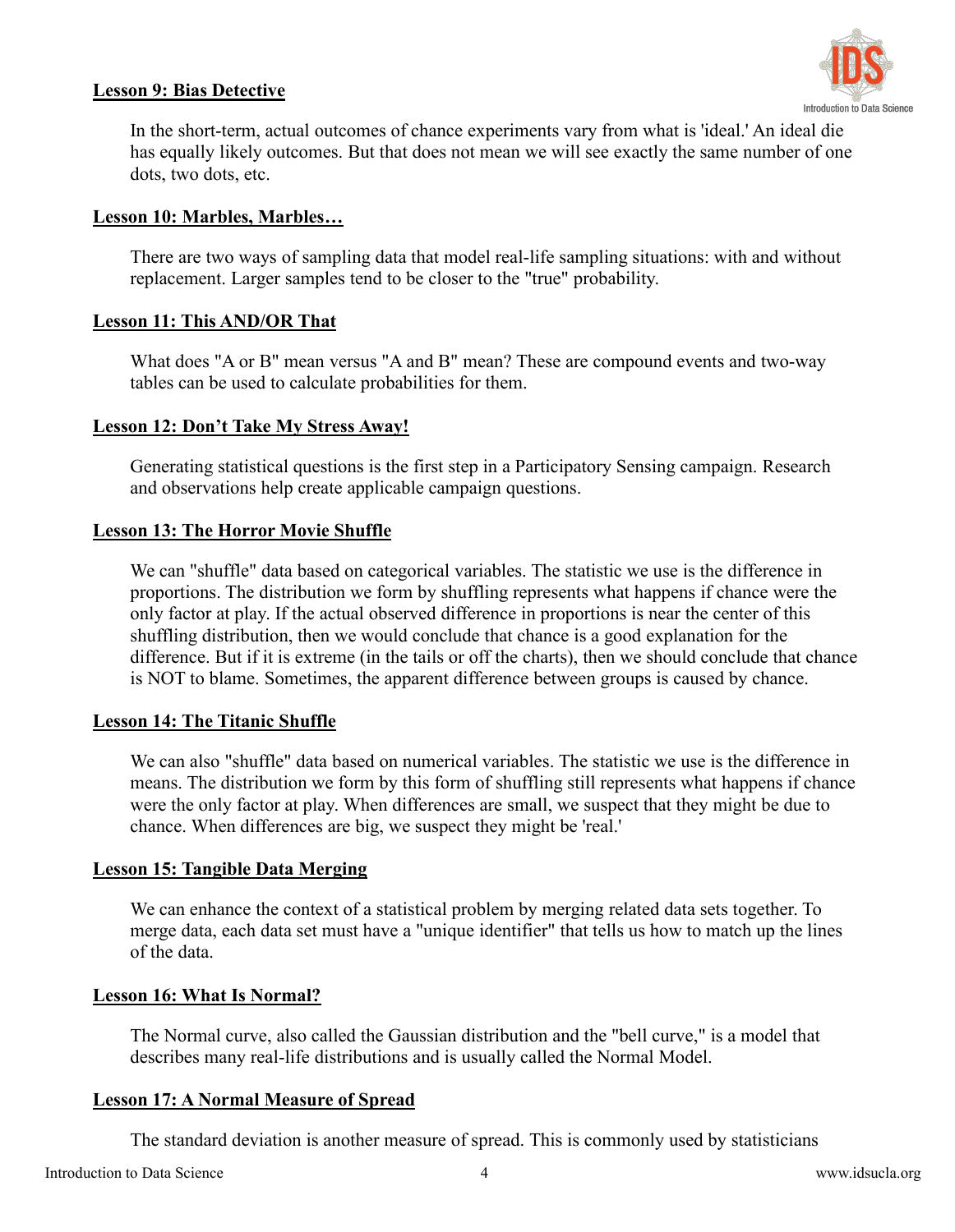**Lesson 9: Bias Detective**

In the short-term, actual outcomes of chance experiments vary from what is 'ideal.' An ideal die has equally likely outcomes. But that does not mean we will see exactly the same number of one dots, two dots, etc.

**Lesson 10: Marbles, Marbles…**

There are two ways of sampling data that model real-life sampling situations: with and without replacement. Larger samples tend to be closer to the "true" probability.

**Lesson 11: This AND/OR That**

What does "A or B" mean versus "A and B" mean? These are compound events and two-way tables can be used to calculate probabilities for them.

**Lesson 12: Don't Take My Stress Away!**

Generating statistical questions is the first step in a Participatory Sensing campaign. Research and observations help create applicable campaign questions.

**Lesson 13: The Horror Movie Shuffle**

We can "shuffle" data based on categorical variables. The statistic we use is the difference in proportions. The distribution we form by shuffling represents what happens if chance were the only factor at play. If the actual observed difference in proportions is near the center of this shuffling distribution, then we would conclude that chance is a good explanation for the difference. But if it is extreme (in the tails or off the charts), then we should conclude that chance is NOT to blame. Sometimes, the apparent difference between groups is caused by chance.

**Lesson 14: The Titanic Shuffle**

We can also "shuffle" data based on numerical variables. The statistic we use is the difference in means. The distribution we form by this form of shuffling still represents what happens if chance were the only factor at play. When differences are small, we suspect that they might be due to chance. When differences are big, we suspect they might be 'real.'

**Lesson 15: Tangible Data Merging**

We can enhance the context of a statistical problem by merging related data sets together. To merge data, each data set must have a "unique identifier" that tells us how to match up the lines of the data.

**Lesson 16: What Is Normal?**

The Normal curve, also called the Gaussian distribution and the "bell curve," is a model that describes many real-life distributions and is usually called the Normal Model.

**Lesson 17: A Normal Measure of Spread**

The standard deviation is another measure of spread. This is commonly used by statisticians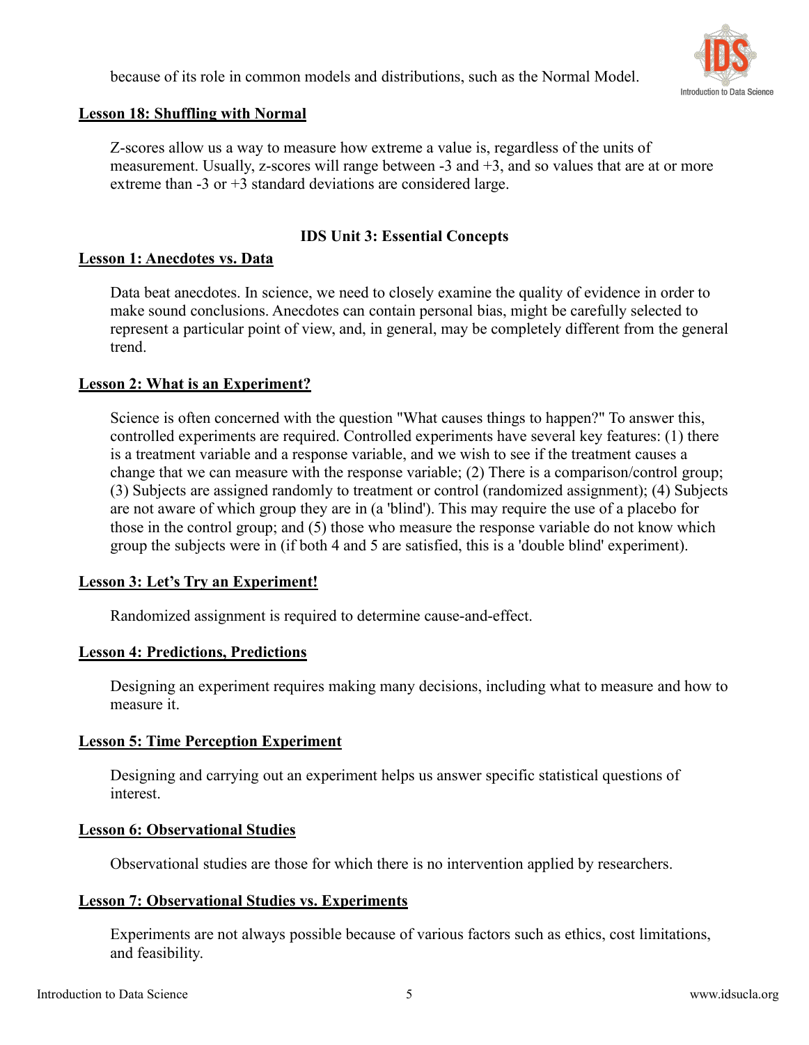because of its role in common models and distributions, such as the Normal Model.

**Lesson 18: Shuffling with Normal**

Z-scores allow us a way to measure how extreme a value is, regardless of the units of measurement. Usually, z-scores will range between -3 and +3, and so values that are at or more extreme than -3 or +3 standard deviations are considered large.

## IDS Unit 3: Essential Concepts

**Lesson 1: Anecdotes vs. Data**

Data beat anecdotes. In science, we need to closely examine the quality of evidence in order to make sound conclusions. Anecdotes can contain personal bias, might be carefully selected to represent a particular point of view, and, in general, may be completely different from the general trend.

**Lesson 2: What is an Experiment?**

Science is often concerned with the question "What causes things to happen?" To answer this, controlled experiments are required. Controlled experiments have several key features: (1) there is a treatment variable and a response variable, and we wish to see if the treatment causes a change that we can measure with the response variable; (2) There is a comparison/control group; (3) Subjects are assigned randomly to treatment or control (randomized assignment); (4) Subjects are not aware of which group they are in (a 'blind'). This may require the use of a placebo for those in the control group; and (5) those who measure the response variable do not know which group the subjects were in (if both 4 and 5 are satisfied, this is a 'double blind' experiment).

**Lesson 3: Let's Try an Experiment!**

Randomized assignment is required to determine cause-and-effect.

**Lesson 4: Predictions, Predictions**

Designing an experiment requires making many decisions, including what to measure and how to measure it.

**Lesson 5: Time Perception Experiment**

Designing and carrying out an experiment helps us answer specific statistical questions of interest.

**Lesson 6: Observational Studies**

Observational studies are those for which there is no intervention applied by researchers.

**Lesson 7: Observational Studies vs. Experiments**

Experiments are not always possible because of various factors such as ethics, cost limitations, and feasibility.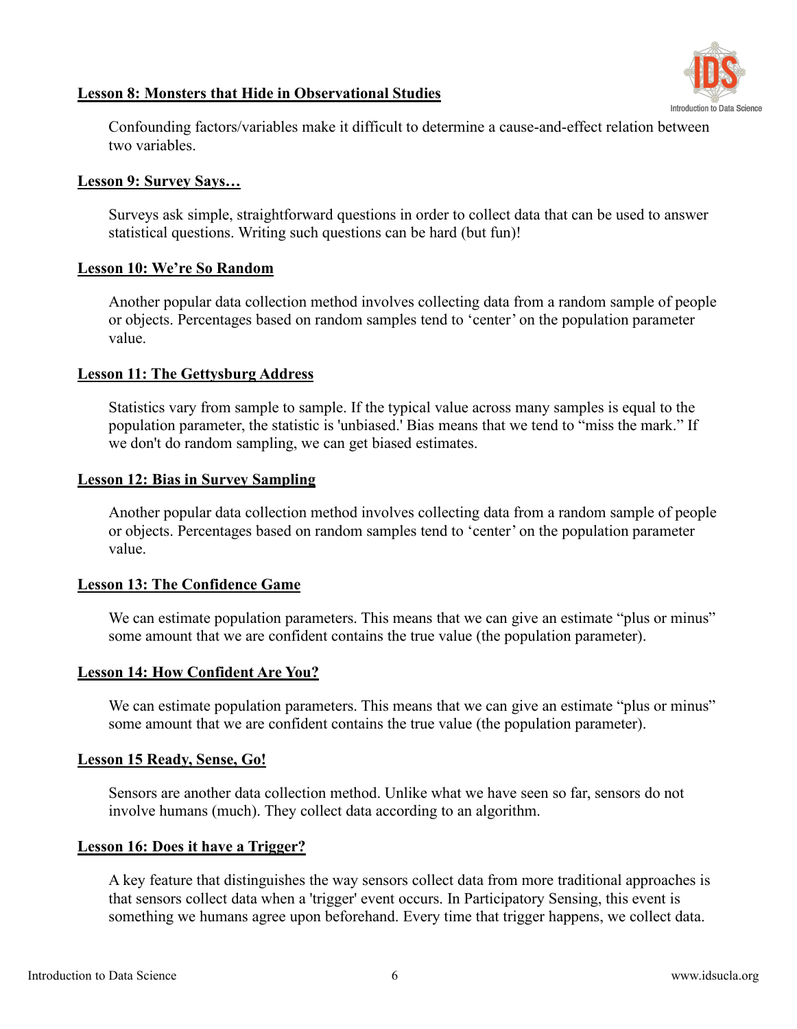**Lesson 8: Monsters that Hide in Observational Studies**

Confounding factors/variables make it difficult to determine a cause-and-effect relation between two variables.

**Lesson 9: Survey Says…**

Surveys ask simple, straightforward questions in order to collect data that can be used to answer statistical questions. Writing such questions can be hard (but fun)!

**Lesson 10: We're So Random**

Another popular data collection method involves collecting data from a random sample of people or objects. Percentages based on random samples tend to 'center' on the population parameter value.

**Lesson 11: The Gettysburg Address**

Statistics vary from sample to sample. If the typical value across many samples is equal to the population parameter, the statistic is 'unbiased.' Bias means that we tend to "miss the mark." If we don't do random sampling, we can get biased estimates.

**Lesson 12: Bias in Survey Sampling**

Another popular data collection method involves collecting data from a random sample of people or objects. Percentages based on random samples tend to 'center' on the population parameter value.

**Lesson 13: The Confidence Game**

We can estimate population parameters. This means that we can give an estimate "plus or minus" some amount that we are confident contains the true value (the population parameter).

**Lesson 14: How Confident Are You?**

We can estimate population parameters. This means that we can give an estimate "plus or minus" some amount that we are confident contains the true value (the population parameter).

**Lesson 15 Ready, Sense, Go!**

Sensors are another data collection method. Unlike what we have seen so far, sensors do not involve humans (much). They collect data according to an algorithm.

**Lesson 16: Does it have a Trigger?**

A key feature that distinguishes the way sensors collect data from more traditional approaches is that sensors collect data when a 'trigger' event occurs. In Participatory Sensing, this event is something we humans agree upon beforehand. Every time that trigger happens, we collect data.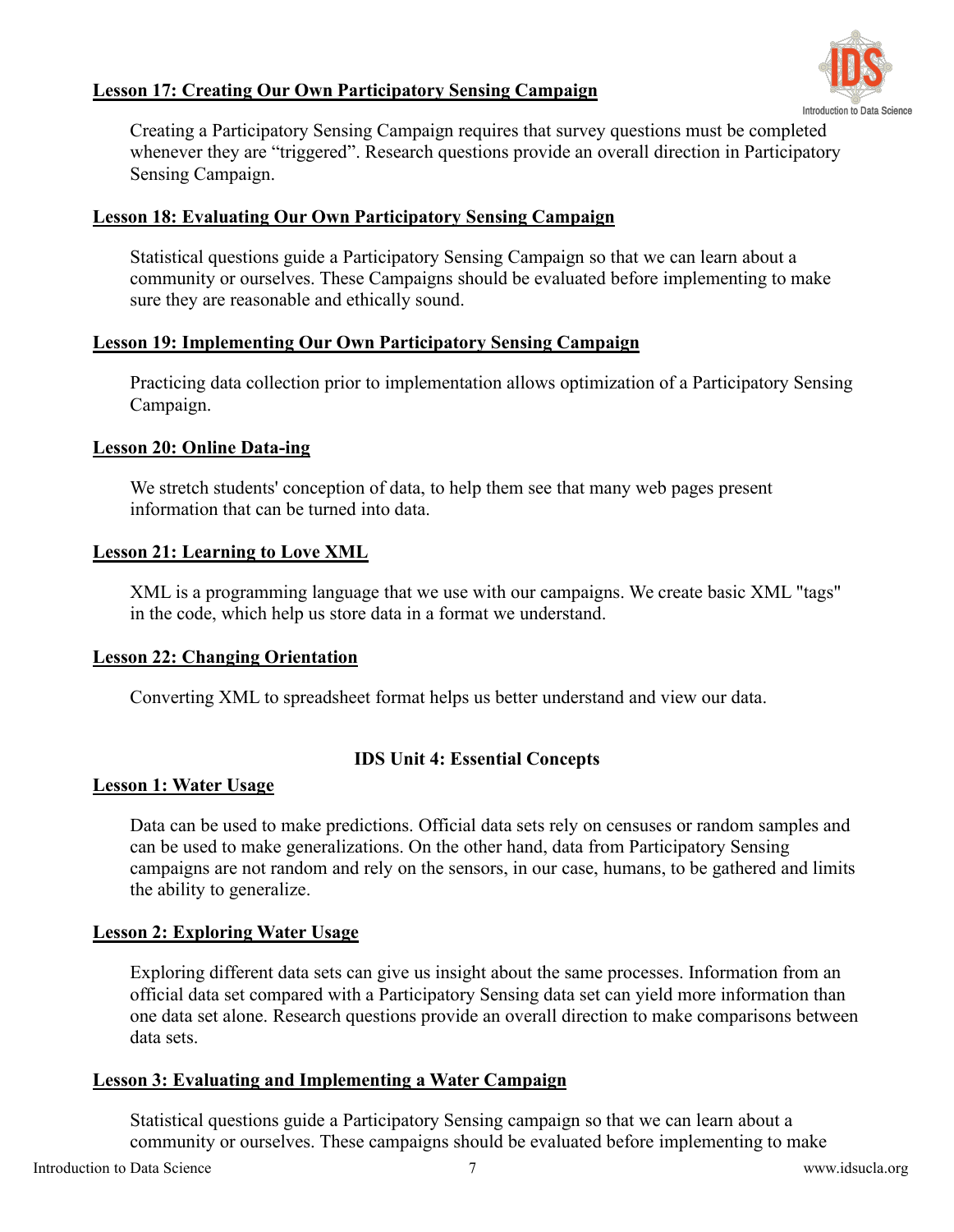**Lesson 17: Creating Our Own Participatory Sensing Campaign**

Creating a Participatory Sensing Campaign requires that survey questions must be completed whenever they are “triggered”. Research questions provide an overall direction in Participatory Sensing Campaign.

**Lesson 18: Evaluating Our Own Participatory Sensing Campaign**

Statistical questions guide a Participatory Sensing Campaign so that we can learn about a community or ourselves. These Campaigns should be evaluated before implementing to make sure they are reasonable and ethically sound.

**Lesson 19: Implementing Our Own Participatory Sensing Campaign**

Practicing data collection prior to implementation allows optimization of a Participatory Sensing Campaign.

**Lesson 20: Online Data-ing**

We stretch students' conception of data, to help them see that many web pages present information that can be turned into data.

**Lesson 21: Learning to Love XML**

XML is a programming language that we use with our campaigns. We create basic XML "tags" in the code, which help us store data in a format we understand.

**Lesson 22: Changing Orientation**

Converting XML to spreadsheet format helps us better understand and view our data.

## IDS Unit 4: Essential Concepts

**Lesson 1: Water Usage**

Data can be used to make predictions. Official data sets rely on censuses or random samples and can be used to make generalizations. On the other hand, data from Participatory Sensing campaigns are not random and rely on the sensors, in our case, humans, to be gathered and limits the ability to generalize.

**Lesson 2: Exploring Water Usage**

Exploring different data sets can give us insight about the same processes. Information from an official data set compared with a Participatory Sensing data set can yield more information than one data set alone. Research questions provide an overall direction to make comparisons between data sets.

**Lesson 3: Evaluating and Implementing a Water Campaign**

Statistical questions guide a Participatory Sensing campaign so that we can learn about a community or ourselves. These campaigns should be evaluated before implementing to make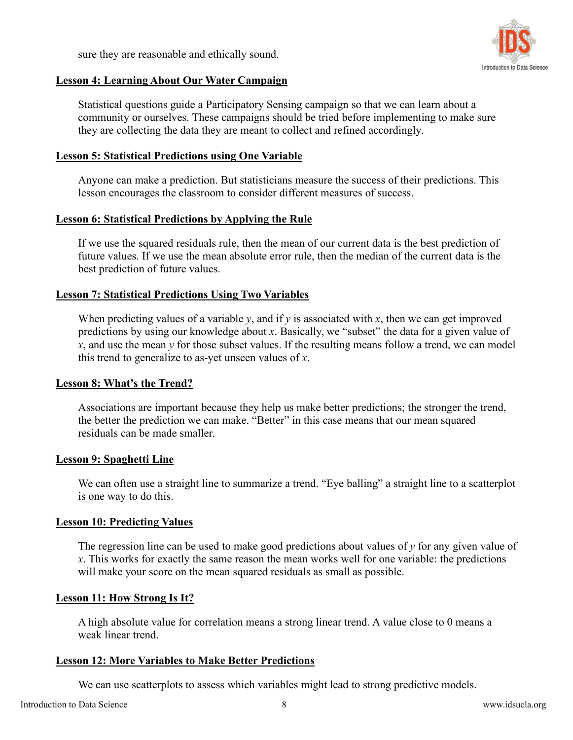sure they are reasonable and ethically sound.

**Lesson 4: Learning About Our Water Campaign**

Statistical questions guide a Participatory Sensing campaign so that we can learn about a community or ourselves. These campaigns should be tried before implementing to make sure they are collecting the data they are meant to collect and refined accordingly.

**Lesson 5: Statistical Predictions using One Variable**

Anyone can make a prediction. But statisticians measure the success of their predictions. This lesson encourages the classroom to consider different measures of success.

**Lesson 6: Statistical Predictions by Applying the Rule**

If we use the squared residuals rule, then the mean of our current data is the best prediction of future values. If we use the mean absolute error rule, then the median of the current data is the best prediction of future values.

**Lesson 7: Statistical Predictions Using Two Variables**

When predicting values of a variable $y$, and if $y$ is associated with $x$, then we can get improved predictions by using our knowledge about $x$. Basically, we "subset" the data for a given value of $x$, and use the mean $y$ for those subset values. If the resulting means follow a trend, we can model this trend to generalize to as-yet unseen values of $x$.

**Lesson 8: What's the Trend?**

Associations are important because they help us make better predictions; the stronger the trend, the better the prediction we can make. "Better" in this case means that our mean squared residuals can be made smaller.

**Lesson 9: Spaghetti Line**

We can often use a straight line to summarize a trend. "Eye balling" a straight line to a scatterplot is one way to do this.

**Lesson 10: Predicting Values**

The regression line can be used to make good predictions about values of $y$ for any given value of $x$. This works for exactly the same reason the mean works well for one variable: the predictions will make your score on the mean squared residuals as small as possible.

**Lesson 11: How Strong Is It?**

A high absolute value for correlation means a strong linear trend. A value close to 0 means a weak linear trend.

**Lesson 12: More Variables to Make Better Predictions**

We can use scatterplots to assess which variables might lead to strong predictive models.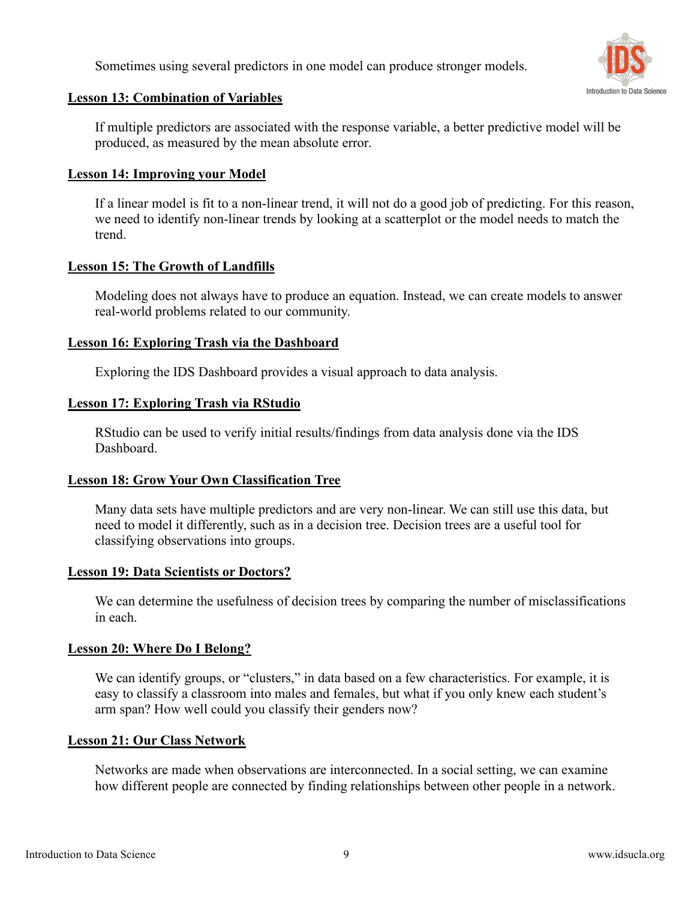Sometimes using several predictors in one model can produce stronger models.

**Lesson 13: Combination of Variables**

If multiple predictors are associated with the response variable, a better predictive model will be produced, as measured by the mean absolute error.

**Lesson 14: Improving your Model**

If a linear model is fit to a non-linear trend, it will not do a good job of predicting. For this reason, we need to identify non-linear trends by looking at a scatterplot or the model needs to match the trend.

**Lesson 15: The Growth of Landfills**

Modeling does not always have to produce an equation. Instead, we can create models to answer real-world problems related to our community.

**Lesson 16: Exploring Trash via the Dashboard**

Exploring the IDS Dashboard provides a visual approach to data analysis.

**Lesson 17: Exploring Trash via RStudio**

RStudio can be used to verify initial results/findings from data analysis done via the IDS Dashboard.

**Lesson 18: Grow Your Own Classification Tree**

Many data sets have multiple predictors and are very non-linear. We can still use this data, but need to model it differently, such as in a decision tree. Decision trees are a useful tool for classifying observations into groups.

**Lesson 19: Data Scientists or Doctors?**

We can determine the usefulness of decision trees by comparing the number of misclassifications in each.

**Lesson 20: Where Do I Belong?**

We can identify groups, or "clusters," in data based on a few characteristics. For example, it is easy to classify a classroom into males and females, but what if you only knew each student's arm span? How well could you classify their genders now?

**Lesson 21: Our Class Network**

Networks are made when observations are interconnected. In a social setting, we can examine how different people are connected by finding relationships between other people in a network.